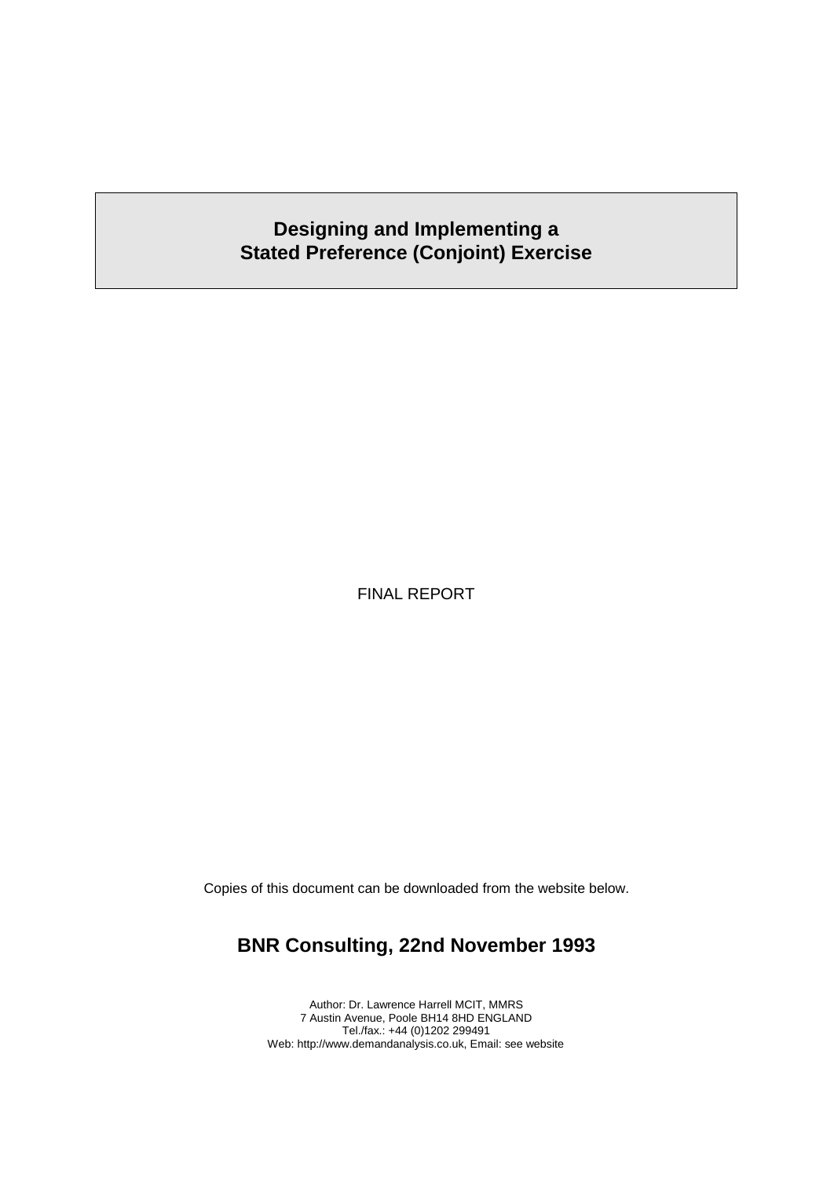# Designing and Implementing a Stated Preference (Conjoint) Exercise

FINAL REPORT

Copies of this document can be downloaded from the website below.

**BNR Consulting, 22nd November 1993**

Author: Dr. Lawrence Harrell MCIT, MMRS
7 Austin Avenue, Poole BH14 8HD ENGLAND
Tel./fax.: +44 (0)1202 299491
Web: http://www.demandanalysis.co.uk, Email: see website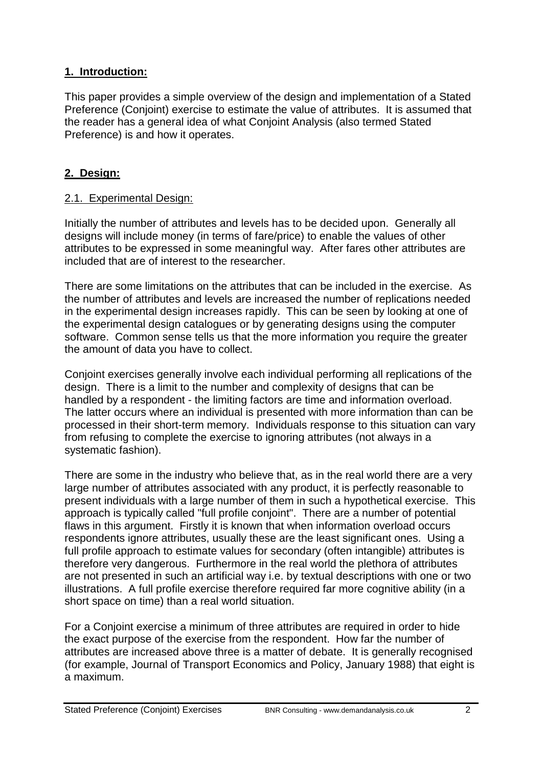## **1. Introduction:**

This paper provides a simple overview of the design and implementation of a Stated Preference (Conjoint) exercise to estimate the value of attributes. It is assumed that the reader has a general idea of what Conjoint Analysis (also termed Stated Preference) is and how it operates.

## **2. Design:**

### 2.1. Experimental Design:

Initially the number of attributes and levels has to be decided upon. Generally all designs will include money (in terms of fare/price) to enable the values of other attributes to be expressed in some meaningful way. After fares other attributes are included that are of interest to the researcher.

There are some limitations on the attributes that can be included in the exercise. As the number of attributes and levels are increased the number of replications needed in the experimental design increases rapidly. This can be seen by looking at one of the experimental design catalogues or by generating designs using the computer software. Common sense tells us that the more information you require the greater the amount of data you have to collect.

Conjoint exercises generally involve each individual performing all replications of the design. There is a limit to the number and complexity of designs that can be handled by a respondent - the limiting factors are time and information overload. The latter occurs where an individual is presented with more information than can be processed in their short-term memory. Individuals response to this situation can vary from refusing to complete the exercise to ignoring attributes (not always in a systematic fashion).

There are some in the industry who believe that, as in the real world there are a very large number of attributes associated with any product, it is perfectly reasonable to present individuals with a large number of them in such a hypothetical exercise. This approach is typically called "full profile conjoint". There are a number of potential flaws in this argument. Firstly it is known that when information overload occurs respondents ignore attributes, usually these are the least significant ones. Using a full profile approach to estimate values for secondary (often intangible) attributes is therefore very dangerous. Furthermore in the real world the plethora of attributes are not presented in such an artificial way i.e. by textual descriptions with one or two illustrations. A full profile exercise therefore required far more cognitive ability (in a short space on time) than a real world situation.

For a Conjoint exercise a minimum of three attributes are required in order to hide the exact purpose of the exercise from the respondent. How far the number of attributes are increased above three is a matter of debate. It is generally recognised (for example, Journal of Transport Economics and Policy, January 1988) that eight is a maximum.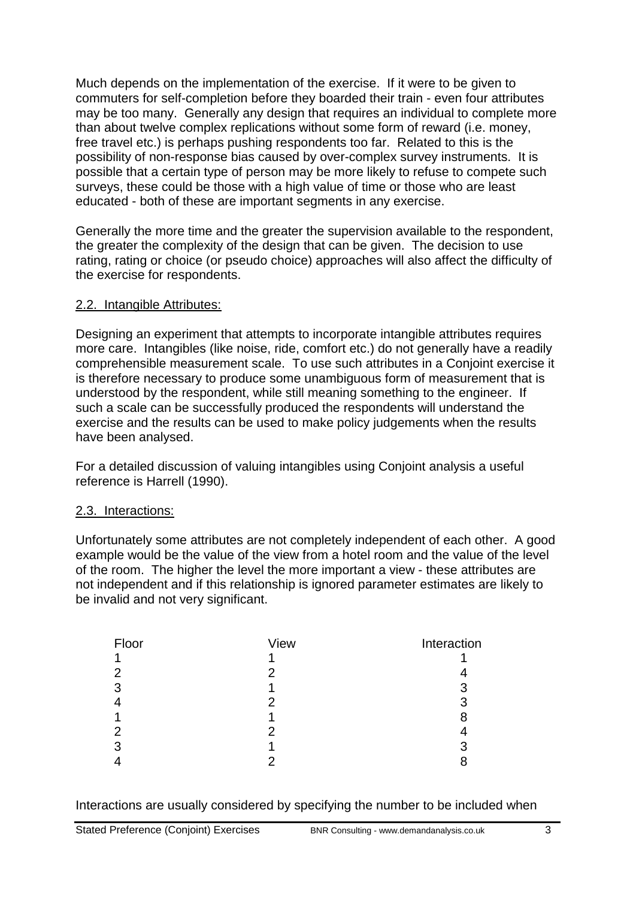Much depends on the implementation of the exercise. If it were to be given to commuters for self-completion before they boarded their train - even four attributes may be too many. Generally any design that requires an individual to complete more than about twelve complex replications without some form of reward (i.e. money, free travel etc.) is perhaps pushing respondents too far. Related to this is the possibility of non-response bias caused by over-complex survey instruments. It is possible that a certain type of person may be more likely to refuse to compete such surveys, these could be those with a high value of time or those who are least educated - both of these are important segments in any exercise.

Generally the more time and the greater the supervision available to the respondent, the greater the complexity of the design that can be given. The decision to use rating, rating or choice (or pseudo choice) approaches will also affect the difficulty of the exercise for respondents.

## 2.2. Intangible Attributes:

Designing an experiment that attempts to incorporate intangible attributes requires more care. Intangibles (like noise, ride, comfort etc.) do not generally have a readily comprehensible measurement scale. To use such attributes in a Conjoint exercise it is therefore necessary to produce some unambiguous form of measurement that is understood by the respondent, while still meaning something to the engineer. If such a scale can be successfully produced the respondents will understand the exercise and the results can be used to make policy judgements when the results have been analysed.

For a detailed discussion of valuing intangibles using Conjoint analysis a useful reference is Harrell (1990).

## 2.3. Interactions:

Unfortunately some attributes are not completely independent of each other. A good example would be the value of the view from a hotel room and the value of the level of the room. The higher the level the more important a view - these attributes are not independent and if this relationship is ignored parameter estimates are likely to be invalid and not very significant.

| Floor | View | Interaction |
|---|---|---|
| 1 | 1 | 1 |
| 2 | 2 | 4 |
| 3 | 1 | 3 |
| 4 | 2 | 3 |
| 1 | 1 | 8 |
| 2 | 2 | 4 |
| 3 | 1 | 3 |
| 4 | 2 | 8 |

Interactions are usually considered by specifying the number to be included when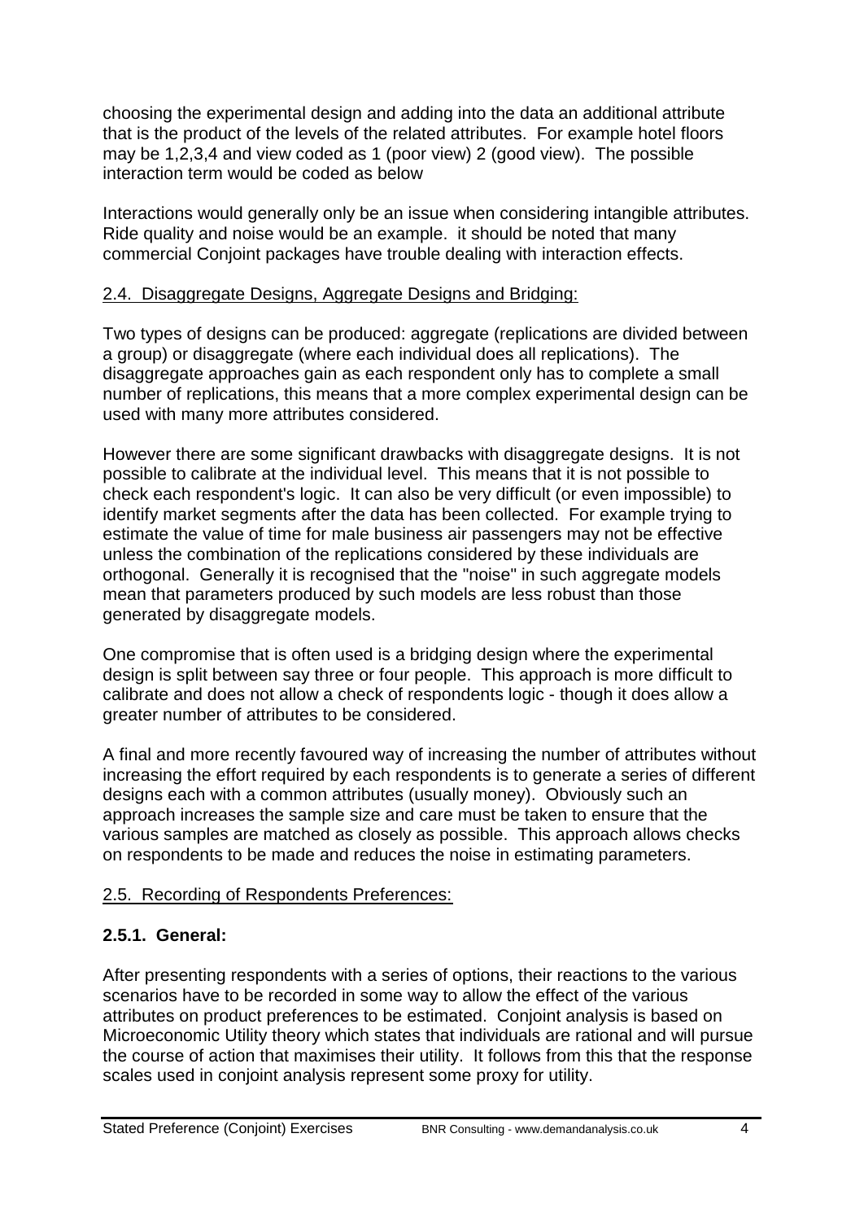choosing the experimental design and adding into the data an additional attribute that is the product of the levels of the related attributes. For example hotel floors may be 1,2,3,4 and view coded as 1 (poor view) 2 (good view). The possible interaction term would be coded as below

Interactions would generally only be an issue when considering intangible attributes. Ride quality and noise would be an example. it should be noted that many commercial Conjoint packages have trouble dealing with interaction effects.

## 2.4. Disaggregate Designs, Aggregate Designs and Bridging:

Two types of designs can be produced: aggregate (replications are divided between a group) or disaggregate (where each individual does all replications). The disaggregate approaches gain as each respondent only has to complete a small number of replications, this means that a more complex experimental design can be used with many more attributes considered.

However there are some significant drawbacks with disaggregate designs. It is not possible to calibrate at the individual level. This means that it is not possible to check each respondent's logic. It can also be very difficult (or even impossible) to identify market segments after the data has been collected. For example trying to estimate the value of time for male business air passengers may not be effective unless the combination of the replications considered by these individuals are orthogonal. Generally it is recognised that the "noise" in such aggregate models mean that parameters produced by such models are less robust than those generated by disaggregate models.

One compromise that is often used is a bridging design where the experimental design is split between say three or four people. This approach is more difficult to calibrate and does not allow a check of respondents logic - though it does allow a greater number of attributes to be considered.

A final and more recently favoured way of increasing the number of attributes without increasing the effort required by each respondents is to generate a series of different designs each with a common attributes (usually money). Obviously such an approach increases the sample size and care must be taken to ensure that the various samples are matched as closely as possible. This approach allows checks on respondents to be made and reduces the noise in estimating parameters.

## 2.5. Recording of Respondents Preferences:

### 2.5.1. General:

After presenting respondents with a series of options, their reactions to the various scenarios have to be recorded in some way to allow the effect of the various attributes on product preferences to be estimated. Conjoint analysis is based on Microeconomic Utility theory which states that individuals are rational and will pursue the course of action that maximises their utility. It follows from this that the response scales used in conjoint analysis represent some proxy for utility.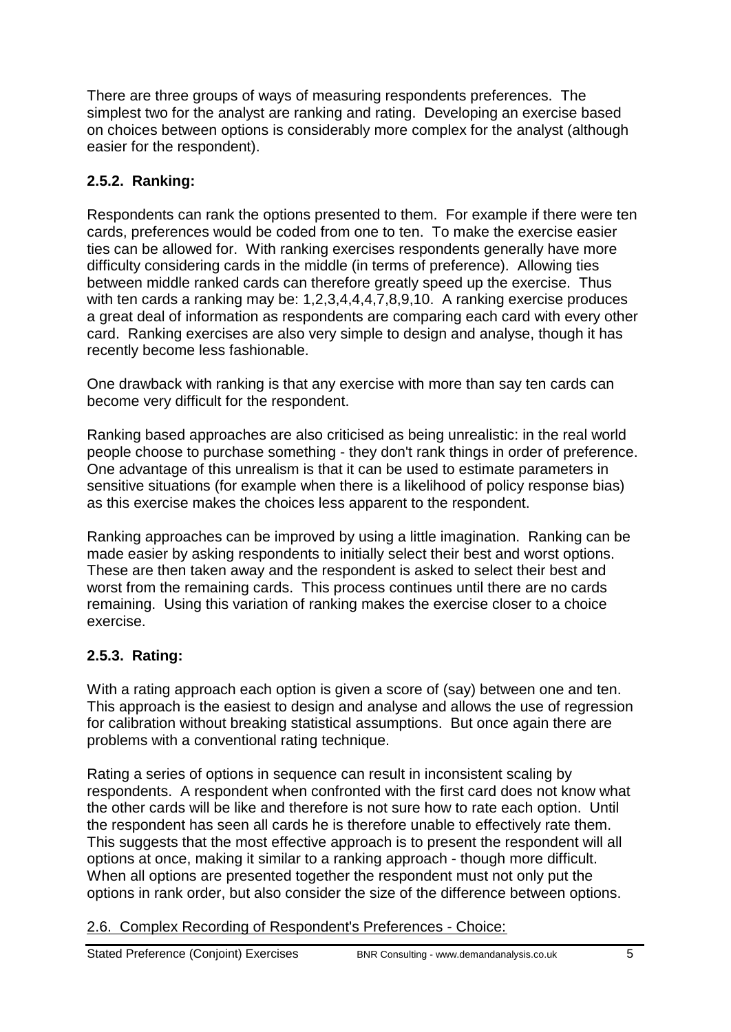There are three groups of ways of measuring respondents preferences. The simplest two for the analyst are ranking and rating. Developing an exercise based on choices between options is considerably more complex for the analyst (although easier for the respondent).

### 2.5.2. Ranking:

Respondents can rank the options presented to them. For example if there were ten cards, preferences would be coded from one to ten. To make the exercise easier ties can be allowed for. With ranking exercises respondents generally have more difficulty considering cards in the middle (in terms of preference). Allowing ties between middle ranked cards can therefore greatly speed up the exercise. Thus with ten cards a ranking may be: 1,2,3,4,4,4,7,8,9,10. A ranking exercise produces a great deal of information as respondents are comparing each card with every other card. Ranking exercises are also very simple to design and analyse, though it has recently become less fashionable.

One drawback with ranking is that any exercise with more than say ten cards can become very difficult for the respondent.

Ranking based approaches are also criticised as being unrealistic: in the real world people choose to purchase something - they don't rank things in order of preference. One advantage of this unrealism is that it can be used to estimate parameters in sensitive situations (for example when there is a likelihood of policy response bias) as this exercise makes the choices less apparent to the respondent.

Ranking approaches can be improved by using a little imagination. Ranking can be made easier by asking respondents to initially select their best and worst options. These are then taken away and the respondent is asked to select their best and worst from the remaining cards. This process continues until there are no cards remaining. Using this variation of ranking makes the exercise closer to a choice exercise.

### 2.5.3. Rating:

With a rating approach each option is given a score of (say) between one and ten. This approach is the easiest to design and analyse and allows the use of regression for calibration without breaking statistical assumptions. But once again there are problems with a conventional rating technique.

Rating a series of options in sequence can result in inconsistent scaling by respondents. A respondent when confronted with the first card does not know what the other cards will be like and therefore is not sure how to rate each option. Until the respondent has seen all cards he is therefore unable to effectively rate them. This suggests that the most effective approach is to present the respondent will all options at once, making it similar to a ranking approach - though more difficult. When all options are presented together the respondent must not only put the options in rank order, but also consider the size of the difference between options.

## 2.6. Complex Recording of Respondent's Preferences - Choice: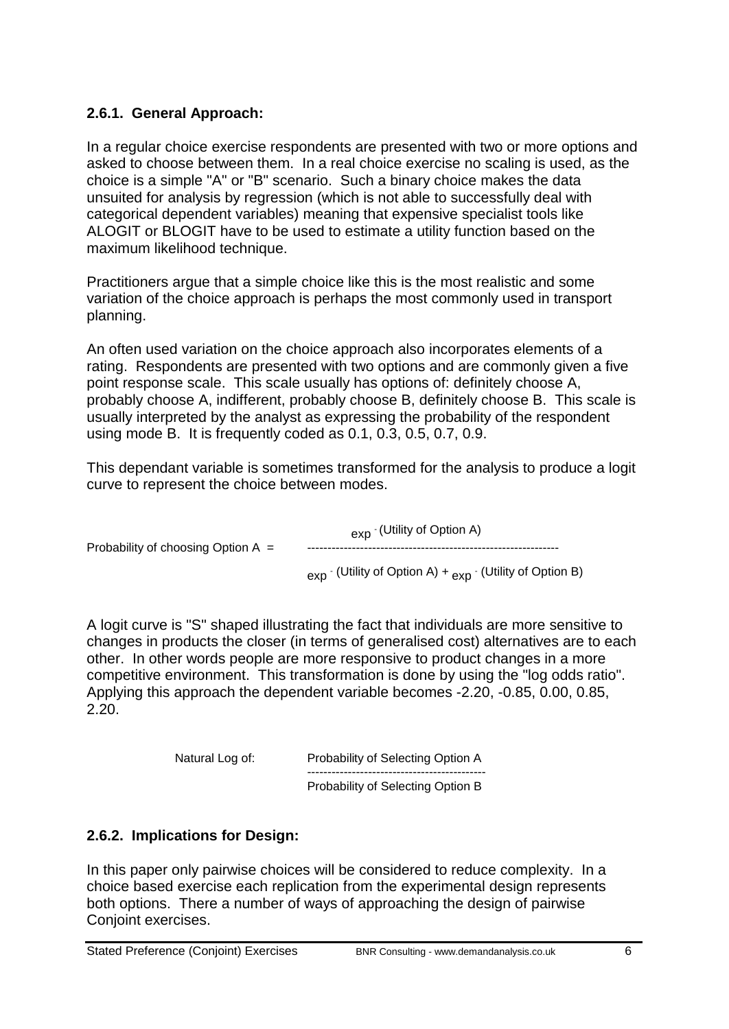### 2.6.1. General Approach:

In a regular choice exercise respondents are presented with two or more options and asked to choose between them. In a real choice exercise no scaling is used, as the choice is a simple "A" or "B" scenario. Such a binary choice makes the data unsuited for analysis by regression (which is not able to successfully deal with categorical dependent variables) meaning that expensive specialist tools like ALOGIT or BLOGIT have to be used to estimate a utility function based on the maximum likelihood technique.

Practitioners argue that a simple choice like this is the most realistic and some variation of the choice approach is perhaps the most commonly used in transport planning.

An often used variation on the choice approach also incorporates elements of a rating. Respondents are presented with two options and are commonly given a five point response scale. This scale usually has options of: definitely choose A, probably choose A, indifferent, probably choose B, definitely choose B. This scale is usually interpreted by the analyst as expressing the probability of the respondent using mode B. It is frequently coded as 0.1, 0.3, 0.5, 0.7, 0.9.

This dependant variable is sometimes transformed for the analysis to produce a logit curve to represent the choice between modes.

$$\text{Probability of choosing Option A} = \frac{\exp^{-}(\text{Utility of Option A})}{\exp^{-}(\text{Utility of Option A}) + \exp^{-}(\text{Utility of Option B})}$$

A logit curve is "S" shaped illustrating the fact that individuals are more sensitive to changes in products the closer (in terms of generalised cost) alternatives are to each other. In other words people are more responsive to product changes in a more competitive environment. This transformation is done by using the "log odds ratio". Applying this approach the dependent variable becomes -2.20, -0.85, 0.00, 0.85, 2.20.

$$\text{Natural Log of: } \frac{\text{Probability of Selecting Option A}}{\text{Probability of Selecting Option B}}$$

### 2.6.2. Implications for Design:

In this paper only pairwise choices will be considered to reduce complexity. In a choice based exercise each replication from the experimental design represents both options. There a number of ways of approaching the design of pairwise Conjoint exercises.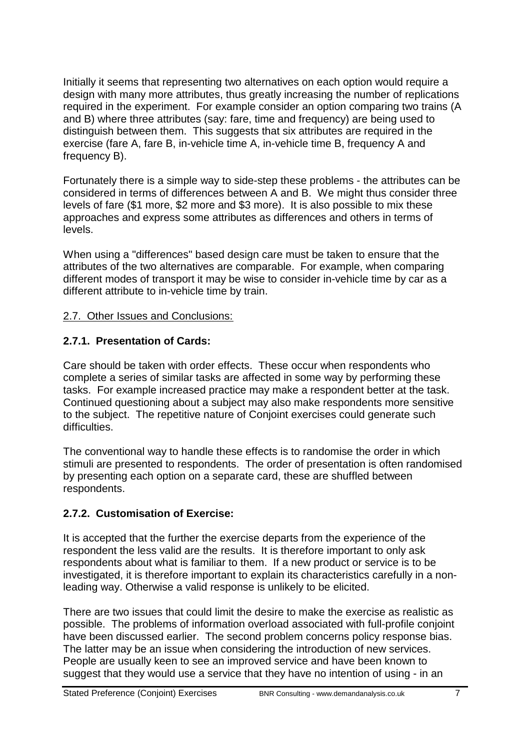Initially it seems that representing two alternatives on each option would require a design with many more attributes, thus greatly increasing the number of replications required in the experiment. For example consider an option comparing two trains (A and B) where three attributes (say: fare, time and frequency) are being used to distinguish between them. This suggests that six attributes are required in the exercise (fare A, fare B, in-vehicle time A, in-vehicle time B, frequency A and frequency B).

Fortunately there is a simple way to side-step these problems - the attributes can be considered in terms of differences between A and B. We might thus consider three levels of fare ($1 more, $2 more and $3 more). It is also possible to mix these approaches and express some attributes as differences and others in terms of levels.

When using a "differences" based design care must be taken to ensure that the attributes of the two alternatives are comparable. For example, when comparing different modes of transport it may be wise to consider in-vehicle time by car as a different attribute to in-vehicle time by train.

## 2.7. Other Issues and Conclusions:

### 2.7.1. Presentation of Cards:

Care should be taken with order effects. These occur when respondents who complete a series of similar tasks are affected in some way by performing these tasks. For example increased practice may make a respondent better at the task. Continued questioning about a subject may also make respondents more sensitive to the subject. The repetitive nature of Conjoint exercises could generate such difficulties.

The conventional way to handle these effects is to randomise the order in which stimuli are presented to respondents. The order of presentation is often randomised by presenting each option on a separate card, these are shuffled between respondents.

### 2.7.2. Customisation of Exercise:

It is accepted that the further the exercise departs from the experience of the respondent the less valid are the results. It is therefore important to only ask respondents about what is familiar to them. If a new product or service is to be investigated, it is therefore important to explain its characteristics carefully in a non-leading way. Otherwise a valid response is unlikely to be elicited.

There are two issues that could limit the desire to make the exercise as realistic as possible. The problems of information overload associated with full-profile conjoint have been discussed earlier. The second problem concerns policy response bias. The latter may be an issue when considering the introduction of new services. People are usually keen to see an improved service and have been known to suggest that they would use a service that they have no intention of using - in an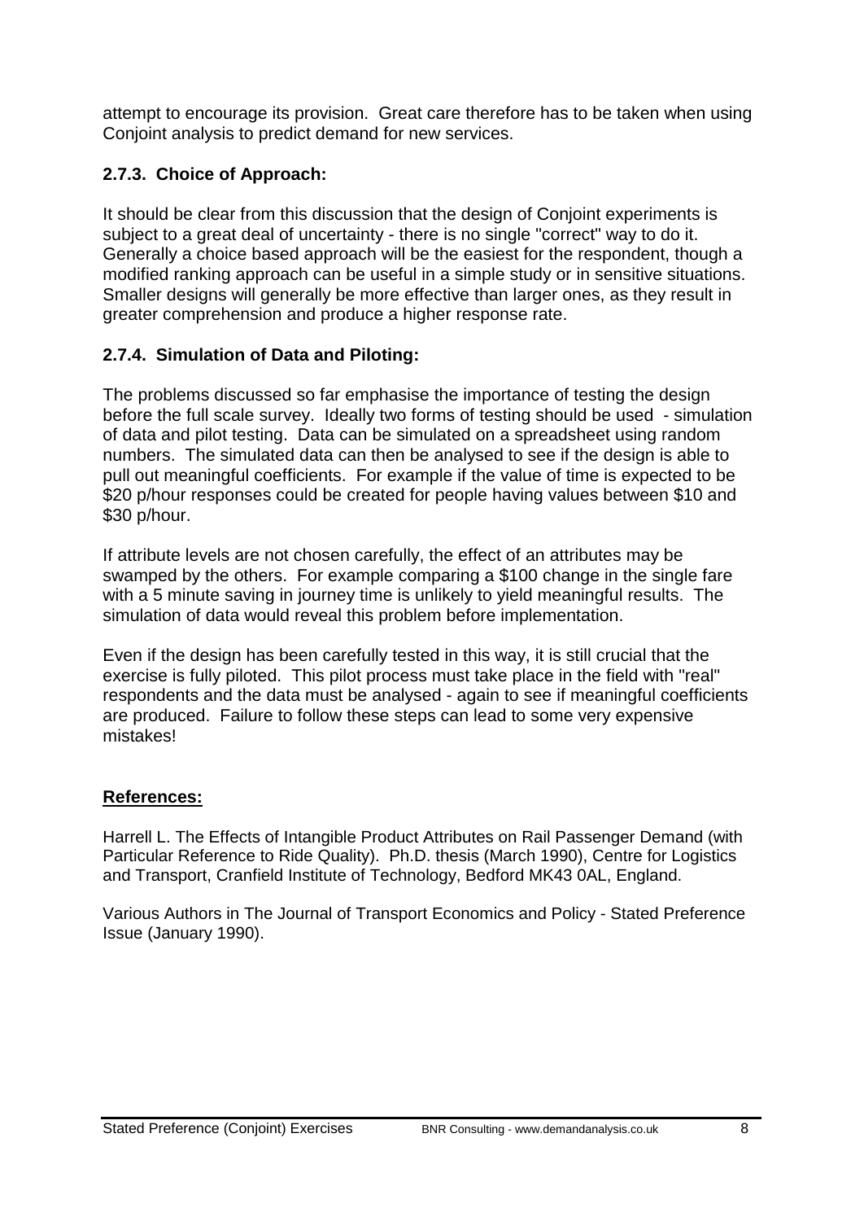attempt to encourage its provision. Great care therefore has to be taken when using Conjoint analysis to predict demand for new services.

### 2.7.3. Choice of Approach:

It should be clear from this discussion that the design of Conjoint experiments is subject to a great deal of uncertainty - there is no single "correct" way to do it. Generally a choice based approach will be the easiest for the respondent, though a modified ranking approach can be useful in a simple study or in sensitive situations. Smaller designs will generally be more effective than larger ones, as they result in greater comprehension and produce a higher response rate.

### 2.7.4. Simulation of Data and Piloting:

The problems discussed so far emphasise the importance of testing the design before the full scale survey. Ideally two forms of testing should be used - simulation of data and pilot testing. Data can be simulated on a spreadsheet using random numbers. The simulated data can then be analysed to see if the design is able to pull out meaningful coefficients. For example if the value of time is expected to be \$20 p/hour responses could be created for people having values between \$10 and \$30 p/hour.

If attribute levels are not chosen carefully, the effect of an attributes may be swamped by the others. For example comparing a \$100 change in the single fare with a 5 minute saving in journey time is unlikely to yield meaningful results. The simulation of data would reveal this problem before implementation.

Even if the design has been carefully tested in this way, it is still crucial that the exercise is fully piloted. This pilot process must take place in the field with "real" respondents and the data must be analysed - again to see if meaningful coefficients are produced. Failure to follow these steps can lead to some very expensive mistakes!

## References:

Harrell L. The Effects of Intangible Product Attributes on Rail Passenger Demand (with Particular Reference to Ride Quality). Ph.D. thesis (March 1990), Centre for Logistics and Transport, Cranfield Institute of Technology, Bedford MK43 0AL, England.

Various Authors in The Journal of Transport Economics and Policy - Stated Preference Issue (January 1990).